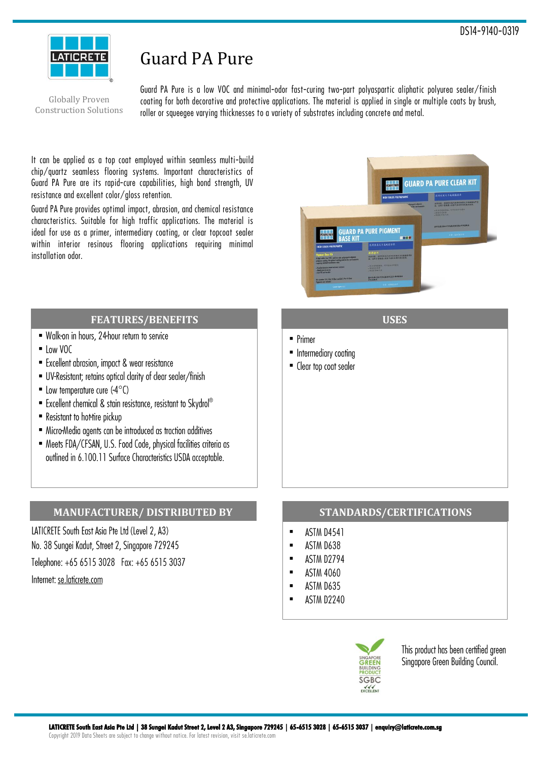DS14-9140-0319

LATICRETE

Globally Proven Construction Solutions

# Guard PA Pure

Guard PA Pure is a low VOC and minimal-odor fast-curing two-part polyaspartic aliphatic polyurea sealer/finish coating for both decorative and protective applications. The material is applied in single or multiple coats by brush, roller or squeegee varying thicknesses to a variety of substrates including concrete and metal.

It can be applied as a top coat employed within seamless multi-build chip/quartz seamless flooring systems. Important characteristics of Guard PA Pure are its rapid-cure capabilities, high bond strength, UV resistance and excellent color/gloss retention.

Guard PA Pure provides optimal impact, abrasion, and chemical resistance characteristics. Suitable for high traffic applications. The material is ideal for use as a primer, intermediary coating, or clear topcoat sealer within interior resinous flooring applications requiring minimal installation odor.

## FEATURES/BENEFITS

- Walk-on in hours, 24-hour return to service
- Low VOC
- Excellent abrasion, impact & wear resistance
- UV-Resistant; retains optical clarity of clear sealer/finish
- Low temperature cure (-4°C)
- Excellent chemical & stain resistance, resistant to Skydrol®
- Resistant to hot-tire pickup
- Micro-Media agents can be introduced as traction additives
- Meets FDA/CFSAN, U.S. Food Code, physical facilities criteria as outlined in 6.100.11 Surface Characteristics USDA acceptable.

## USES

- Primer
- Intermediary coating
- Clear top coat sealer

## MANUFACTURER/ DISTRIBUTED BY

LATICRETE South East Asia Pte Ltd (Level 2, A3)

No. 38 Sungei Kadut, Street 2, Singapore 729245

Telephone: +65 6515 3028 Fax: +65 6515 3037

Internet: se.laticrete.com

## STANDARDS/CERTIFICATIONS

- ASTM D4541
- ASTM D638
- ASTM D2794
- ASTM 4060
- ASTM D635
- ASTM D2240

SINGAPORE GREEN BUILDING PRODUCT SGBC EXCELLENT

This product has been certified green Singapore Green Building Council.

**LATICRETE South East Asia Pte Ltd | 38 Sungei Kadut Street 2, Level 2 A3, Singapore 729245 | 65-6515 3028 | 65-6515 3037 | enquiry@laticrete.com.sg**

Copyright 2019 Data Sheets are subject to change without notice. For latest revision, visit se.laticrete.com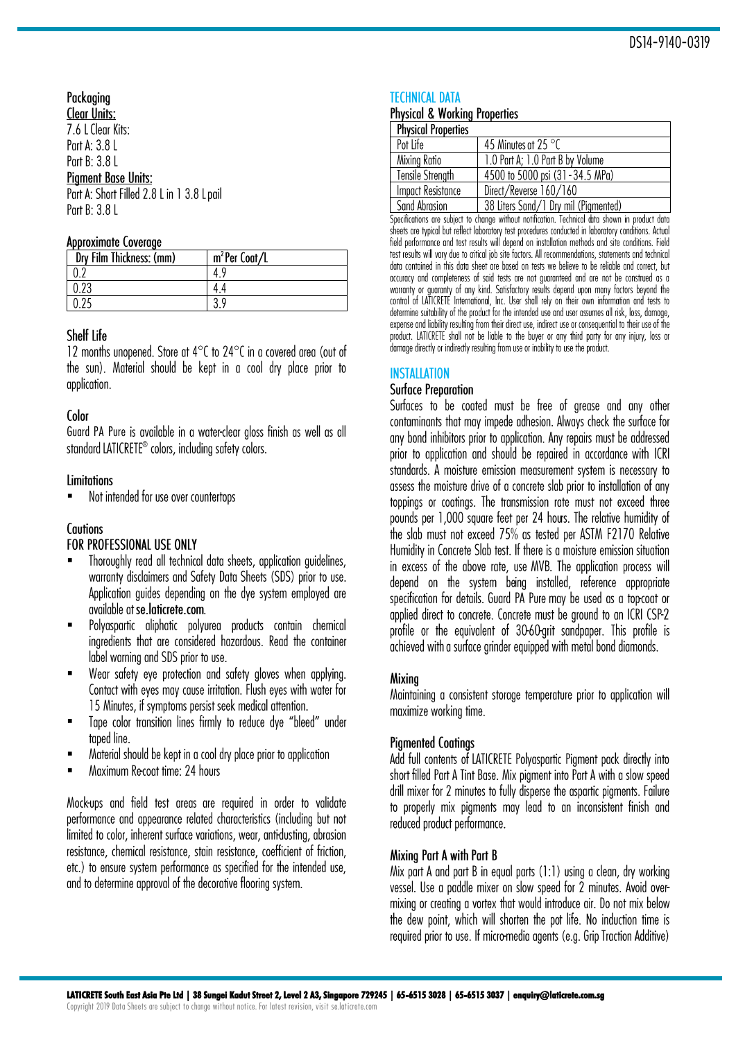## Packaging

**Clear Units:**

7.6 L Clear Kits:

Part A: 3.8 L

Part B: 3.8 L

**Pigment Base Units:**

Part A: Short Filled 2.8 L in 1 3.8 L pail

Part B: 3.8 L

## Approximate Coverage

| Dry Film Thickness: (mm) | $m^2$ Per Coat/L |
|---|---|
| 0.2 | 4.9 |
| 0.23 | 4.4 |
| 0.25 | 3.9 |

## Shelf Life

12 months unopened. Store at 4°C to 24°C in a covered area (out of the sun). Material should be kept in a cool dry place prior to application.

## Color

Guard PA Pure is available in a water-clear gloss finish as well as all standard LATICRETE® colors, including safety colors.

## Limitations

- Not intended for use over countertops

## Cautions

FOR PROFESSIONAL USE ONLY

- Thoroughly read all technical data sheets, application guidelines, warranty disclaimers and Safety Data Sheets (SDS) prior to use. Application guides depending on the dye system employed are available at **se.laticrete.com**.
- Polyaspartic aliphatic polyurea products contain chemical ingredients that are considered hazardous. Read the container label warning and SDS prior to use.
- Wear safety eye protection and safety gloves when applying. Contact with eyes may cause irritation. Flush eyes with water for 15 Minutes, if symptoms persist seek medical attention.
- Tape color transition lines firmly to reduce dye "bleed" under taped line.
- Material should be kept in a cool dry place prior to application
- Maximum Re-coat time: 24 hours

Mock-ups and field test areas are required in order to validate performance and appearance related characteristics (including but not limited to color, inherent surface variations, wear, anti-dusting, abrasion resistance, chemical resistance, stain resistance, coefficient of friction, etc.) to ensure system performance as specified for the intended use, and to determine approval of the decorative flooring system.

## TECHNICAL DATA

### Physical & Working Properties

| Physical Properties | |
|---|---|
| Pot Life | 45 Minutes at 25 °C |
| Mixing Ratio | 1.0 Part A; 1.0 Part B by Volume |
| Tensile Strength | 4500 to 5000 psi (31-34.5 MPa) |
| Impact Resistance | Direct/Reverse 160/160 |
| Sand Abrasion | 38 Liters Sand/1 Dry mil (Pigmented) |

Specifications are subject to change without notification. Technical data shown in product data sheets are typical but reflect laboratory test procedures conducted in laboratory conditions. Actual field performance and test results will depend on installation methods and site conditions. Field test results will vary due to critical job site factors. All recommendations, statements and technical data contained in this data sheet are based on tests we believe to be reliable and correct, but accuracy and completeness of said tests are not guaranteed and are not to be construed as a warranty or guaranty of any kind. Satisfactory results depend upon many factors beyond the control of LATICRETE International, Inc. User shall rely on their own information and tests to determine suitability of the product for the intended use and user assumes all risk, loss, damage, expense and liability resulting from their direct use, indirect use or consequential to their use of the product. LATICRETE shall not be liable to the buyer or any third party for any injury, loss or damage directly or indirectly resulting from use or inability to use the product.

## INSTALLATION

### Surface Preparation

Surfaces to be coated must be free of grease and any other contaminants that may impede adhesion. Always check the surface for any bond inhibitors prior to application. Any repairs must be addressed prior to application and should be repaired in accordance with ICRI standards. A moisture emission measurement system is necessary to assess the moisture drive of a concrete slab prior to installation of any toppings or coatings. The transmission rate must not exceed three pounds per 1,000 square feet per 24 hours. The relative humidity of the slab must not exceed 75% as tested per ASTM F2170 Relative Humidity in Concrete Slab test. If there is a moisture emission situation in excess of the above rate, use MVB. The application process will depend on the system being installed, reference appropriate specification for details. Guard PA Pure may be used as a top-coat or applied direct to concrete. Concrete must be ground to an ICRI CSP-2 profile or the equivalent of 30-60-grit sandpaper. This profile is achieved with a surface grinder equipped with metal bond diamonds.

### Mixing

Maintaining a consistent storage temperature prior to application will maximize working time.

### Pigmented Coatings

Add full contents of LATICRETE Polyaspartic Pigment pack directly into short filled Part A Tint Base. Mix pigment into Part A with a slow speed drill mixer for 2 minutes to fully disperse the aspartic pigments. Failure to properly mix pigments may lead to an inconsistent finish and reduced product performance.

### Mixing Part A with Part B

Mix part A and part B in equal parts (1:1) using a clean, dry working vessel. Use a paddle mixer on slow speed for 2 minutes. Avoid over-mixing or creating a vortex that would introduce air. Do not mix below the dew point, which will shorten the pot life. No induction time is required prior to use. If micro-media agents (e.g. Grip Traction Additive)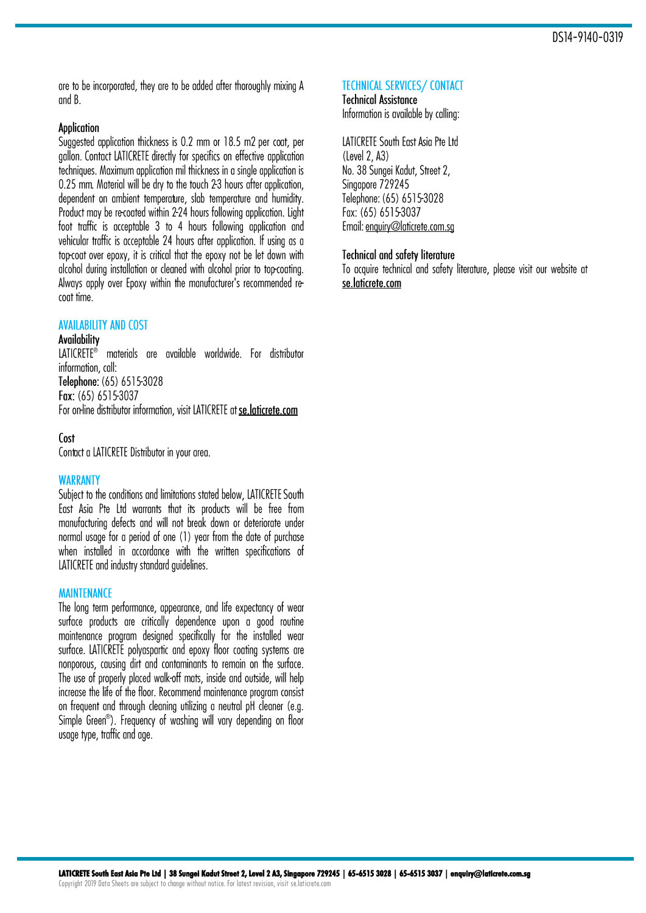are to be incorporated, they are to be added after thoroughly mixing A and B.

### Application

Suggested application thickness is 0.2 mm or 18.5 m2 per coat, per gallon. Contact LATICRETE directly for specifics on effective application techniques. Maximum application mil thickness in a single application is 0.25 mm. Material will be dry to the touch 2-3 hours after application, dependent on ambient temperature, slab temperature and humidity. Product may be re-coated within 2-24 hours following application. Light foot traffic is acceptable 3 to 4 hours following application and vehicular traffic is acceptable 24 hours after application. If using as a top-coat over epoxy, it is critical that the epoxy not be let down with alcohol during installation or cleaned with alcohol prior to top-coating. Always apply over Epoxy within the manufacturer's recommended re-coat time.

## AVAILABILITY AND COST

### Availability

LATICRETE® materials are available worldwide. For distributor information, call:

**Telephone:** (65) 6515-3028

**Fax:** (65) 6515-3037

For on-line distributor information, visit LATICRETE at se.laticrete.com

### Cost

Contact a LATICRETE Distributor in your area.

## WARRANTY

Subject to the conditions and limitations stated below, LATICRETE South East Asia Pte Ltd warrants that its products will be free from manufacturing defects and will not break down or deteriorate under normal usage for a period of one (1) year from the date of purchase when installed in accordance with the written specifications of LATICRETE and industry standard guidelines.

## MAINTENANCE

The long term performance, appearance, and life expectancy of wear surface products are critically dependence upon a good routine maintenance program designed specifically for the installed wear surface. LATICRETE polyaspartic and epoxy floor coating systems are nonporous, causing dirt and contaminants to remain on the surface. The use of properly placed walk-off mats, inside and outside, will help increase the life of the floor. Recommend maintenance program consist on frequent and through cleaning utilizing a neutral pH cleaner (e.g. Simple Green®). Frequency of washing will vary depending on floor usage type, traffic and age.

## TECHNICAL SERVICES/ CONTACT

### Technical Assistance

Information is available by calling:

LATICRETE South East Asia Pte Ltd
(Level 2, A3)
No. 38 Sungei Kadut, Street 2,
Singapore 729245
Telephone: (65) 6515-3028
Fax: (65) 6515-3037
Email: enquiry@laticrete.com.sg

### Technical and safety literature

To acquire technical and safety literature, please visit our website at se.laticrete.com